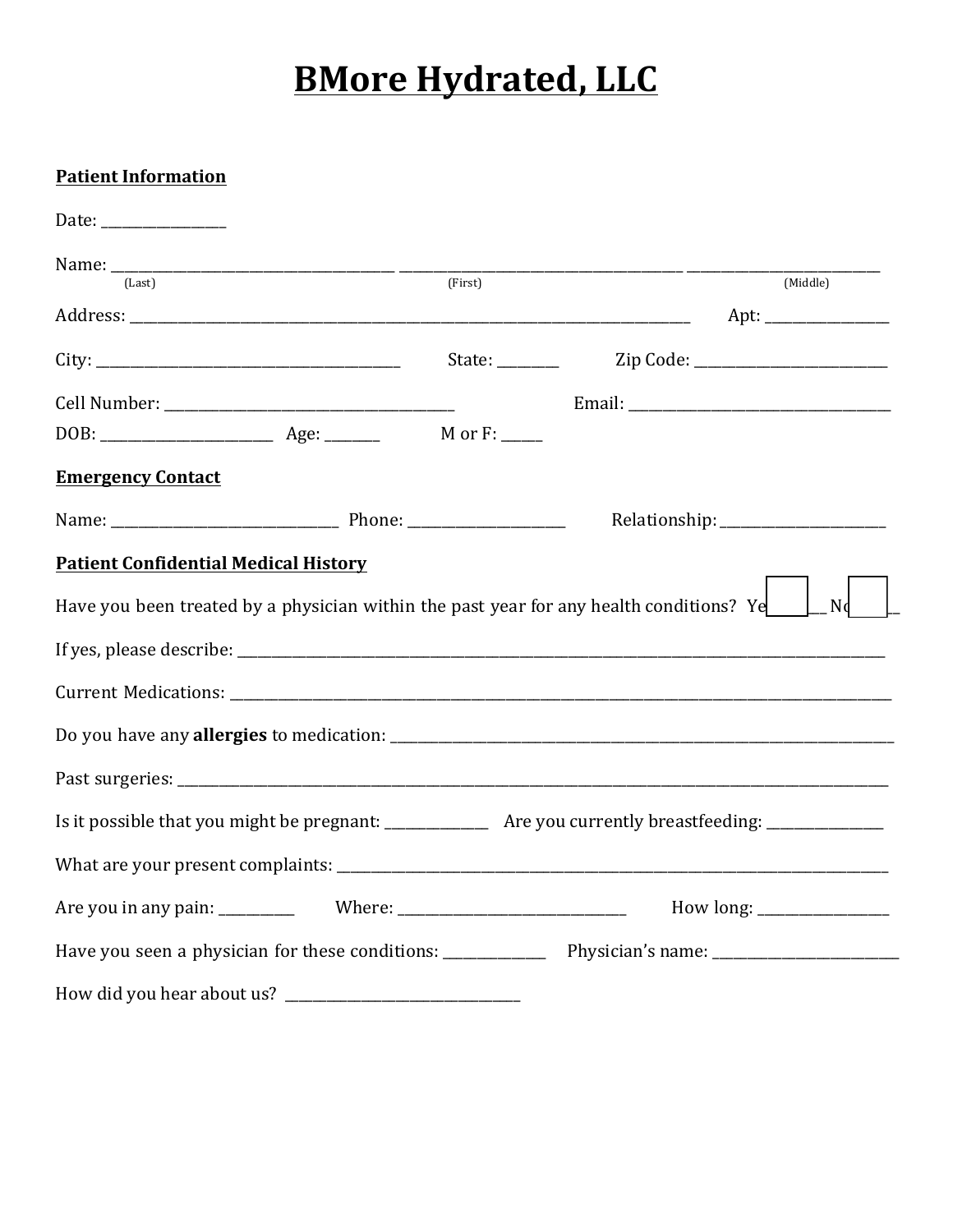# BMore Hydrated, LLC

**Patient Information**

Date: ________________

Name: ________________________________________ ________________________________________ ____________________________
(Last) (First) (Middle)

Address: ________________________________________________________________________________ Apt: ________________

City: ____________________________________________ State: ________ Zip Code: ___________________________

Cell Number: ________________________________________ Email: _____________________________________

DOB: ________________________ Age: _______ M or F: _____

**Emergency Contact**

Name: ________________________________ Phone: _____________________ Relationship: _______________________

**Patient Confidential Medical History**

Have you been treated by a physician within the past year for any health conditions? Yes ☐ No ☐

If yes, please describe: _____________________________________________________________________________________________

Current Medications: ________________________________________________________________________________________________

Do you have any **allergies** to medication: ____________________________________________________________________________

Past surgeries: _____________________________________________________________________________________________________

Is it possible that you might be pregnant: ______________ Are you currently breastfeeding: ________________

What are your present complaints: _____________________________________________________________________________

Are you in any pain: __________ Where: ________________________________ How long: _________________

Have you seen a physician for these conditions: ______________ Physician's name: __________________________

How did you hear about us? ________________________________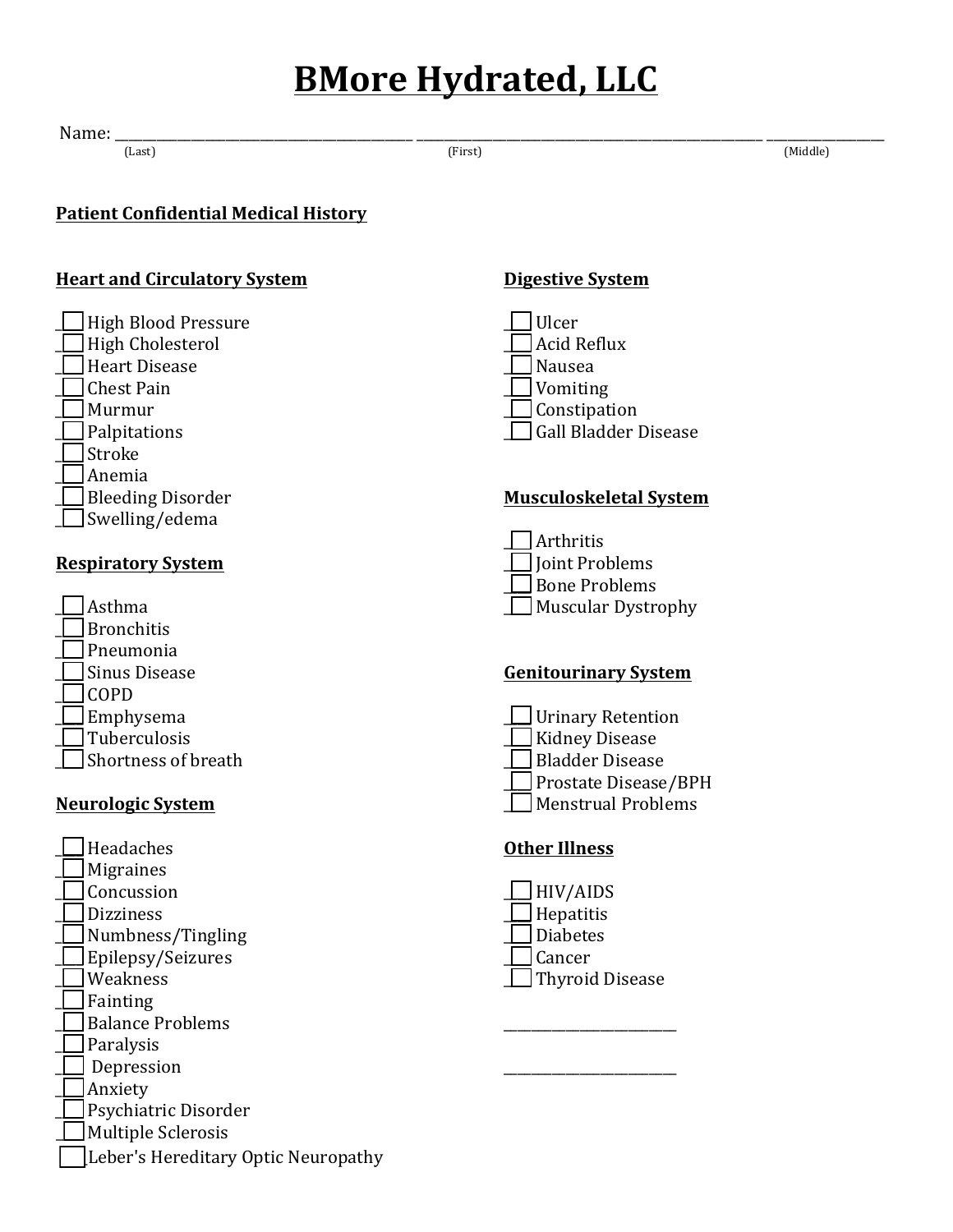# BMore Hydrated, LLC

Name: ______________________________ ______________________________ ______________
(Last) (First) (Middle)

**Patient Confidential Medical History**

**Heart and Circulatory System**

- [ ] High Blood Pressure
- [ ] High Cholesterol
- [ ] Heart Disease
- [ ] Chest Pain
- [ ] Murmur
- [ ] Palpitations
- [ ] Stroke
- [ ] Anemia
- [ ] Bleeding Disorder
- [ ] Swelling/edema

**Respiratory System**

- [ ] Asthma
- [ ] Bronchitis
- [ ] Pneumonia
- [ ] Sinus Disease
- [ ] COPD
- [ ] Emphysema
- [ ] Tuberculosis
- [ ] Shortness of breath

**Neurologic System**

- [ ] Headaches
- [ ] Migraines
- [ ] Concussion
- [ ] Dizziness
- [ ] Numbness/Tingling
- [ ] Epilepsy/Seizures
- [ ] Weakness
- [ ] Fainting
- [ ] Balance Problems
- [ ] Paralysis
- [ ] Depression
- [ ] Anxiety
- [ ] Psychiatric Disorder
- [ ] Multiple Sclerosis
- [ ] Leber's Hereditary Optic Neuropathy

**Digestive System**

- [ ] Ulcer
- [ ] Acid Reflux
- [ ] Nausea
- [ ] Vomiting
- [ ] Constipation
- [ ] Gall Bladder Disease

**Musculoskeletal System**

- [ ] Arthritis
- [ ] Joint Problems
- [ ] Bone Problems
- [ ] Muscular Dystrophy

**Genitourinary System**

- [ ] Urinary Retention
- [ ] Kidney Disease
- [ ] Bladder Disease
- [ ] Prostate Disease/BPH
- [ ] Menstrual Problems

**Other Illness**

- [ ] HIV/AIDS
- [ ] Hepatitis
- [ ] Diabetes
- [ ] Cancer
- [ ] Thyroid Disease

______________________

______________________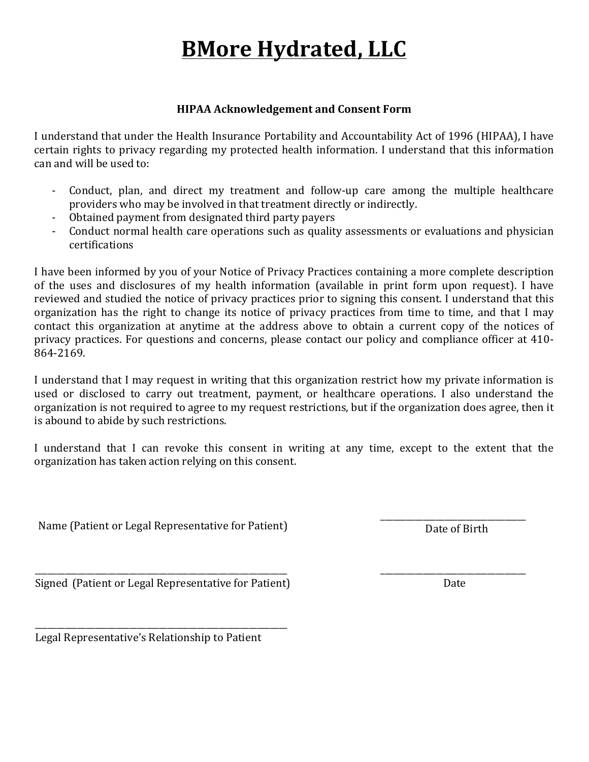# <u>BMore Hydrated, LLC</u>

**HIPAA Acknowledgement and Consent Form**

I understand that under the Health Insurance Portability and Accountability Act of 1996 (HIPAA), I have certain rights to privacy regarding my protected health information. I understand that this information can and will be used to:

- Conduct, plan, and direct my treatment and follow-up care among the multiple healthcare providers who may be involved in that treatment directly or indirectly.
- Obtained payment from designated third party payers
- Conduct normal health care operations such as quality assessments or evaluations and physician certifications

I have been informed by you of your Notice of Privacy Practices containing a more complete description of the uses and disclosures of my health information (available in print form upon request). I have reviewed and studied the notice of privacy practices prior to signing this consent. I understand that this organization has the right to change its notice of privacy practices from time to time, and that I may contact this organization at anytime at the address above to obtain a current copy of the notices of privacy practices. For questions and concerns, please contact our policy and compliance officer at 410-864-2169.

I understand that I may request in writing that this organization restrict how my private information is used or disclosed to carry out treatment, payment, or healthcare operations. I also understand the organization is not required to agree to my request restrictions, but if the organization does agree, then it is abound to abide by such restrictions.

I understand that I can revoke this consent in writing at any time, except to the extent that the organization has taken action relying on this consent.

Name (Patient or Legal Representative for Patient) _______________________________ Date of Birth

_______________________________________________________ _______________________________
Signed (Patient or Legal Representative for Patient) Date

_______________________________________________________
Legal Representative's Relationship to Patient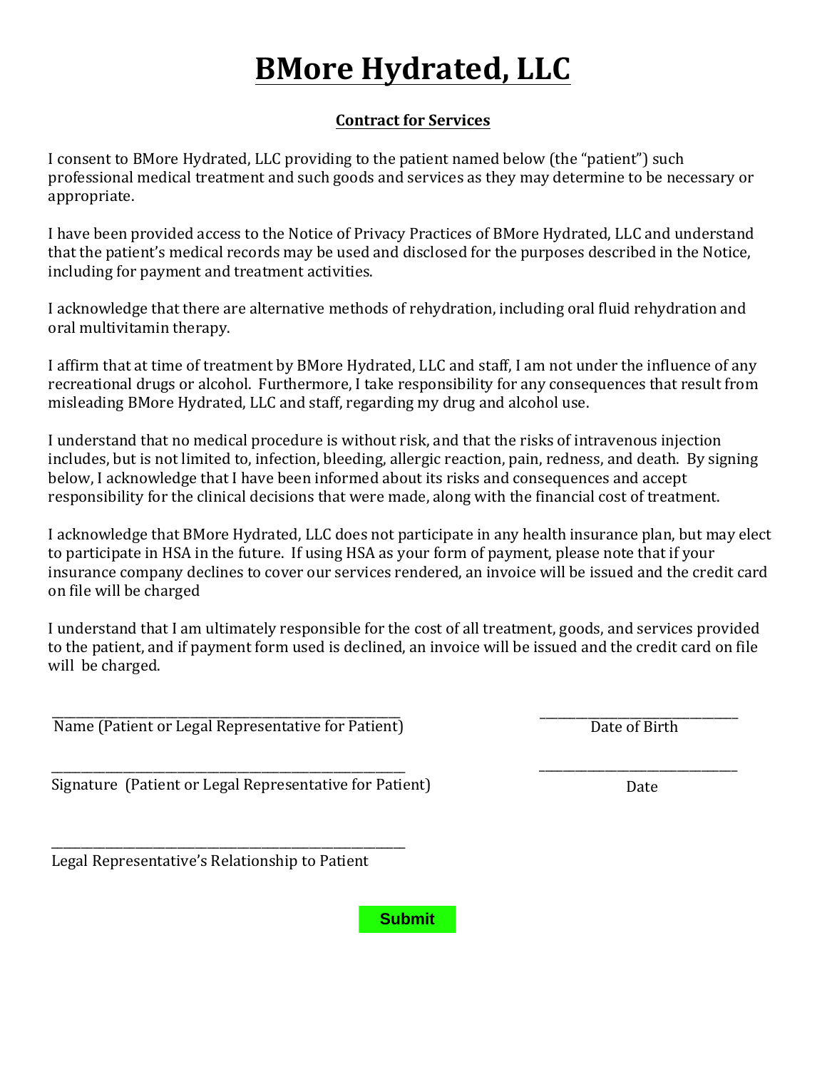# BMore Hydrated, LLC

## Contract for Services

I consent to BMore Hydrated, LLC providing to the patient named below (the "patient") such professional medical treatment and such goods and services as they may determine to be necessary or appropriate.

I have been provided access to the Notice of Privacy Practices of BMore Hydrated, LLC and understand that the patient's medical records may be used and disclosed for the purposes described in the Notice, including for payment and treatment activities.

I acknowledge that there are alternative methods of rehydration, including oral fluid rehydration and oral multivitamin therapy.

I affirm that at time of treatment by BMore Hydrated, LLC and staff, I am not under the influence of any recreational drugs or alcohol. Furthermore, I take responsibility for any consequences that result from misleading BMore Hydrated, LLC and staff, regarding my drug and alcohol use.

I understand that no medical procedure is without risk, and that the risks of intravenous injection includes, but is not limited to, infection, bleeding, allergic reaction, pain, redness, and death. By signing below, I acknowledge that I have been informed about its risks and consequences and accept responsibility for the clinical decisions that were made, along with the financial cost of treatment.

I acknowledge that BMore Hydrated, LLC does not participate in any health insurance plan, but may elect to participate in HSA in the future. If using HSA as your form of payment, please note that if your insurance company declines to cover our services rendered, an invoice will be issued and the credit card on file will be charged

I understand that I am ultimately responsible for the cost of all treatment, goods, and services provided to the patient, and if payment form used is declined, an invoice will be issued and the credit card on file will be charged.

\_\_\_\_\_\_\_\_\_\_\_\_\_\_\_\_\_\_\_\_\_\_\_\_\_\_\_\_\_\_\_\_\_\_\_\_\_\_\_\_\_\_\_\_\_\_\_\_
Name (Patient or Legal Representative for Patient)

\_\_\_\_\_\_\_\_\_\_\_\_\_\_\_\_\_\_\_\_\_\_\_\_\_\_\_\_\_\_
Date of Birth

\_\_\_\_\_\_\_\_\_\_\_\_\_\_\_\_\_\_\_\_\_\_\_\_\_\_\_\_\_\_\_\_\_\_\_\_\_\_\_\_\_\_\_\_\_\_\_\_
Signature (Patient or Legal Representative for Patient)

\_\_\_\_\_\_\_\_\_\_\_\_\_\_\_\_\_\_\_\_\_\_\_\_\_\_\_\_\_\_
Date

\_\_\_\_\_\_\_\_\_\_\_\_\_\_\_\_\_\_\_\_\_\_\_\_\_\_\_\_\_\_\_\_\_\_\_\_\_\_\_\_\_\_\_\_\_\_\_\_
Legal Representative's Relationship to Patient

Submit